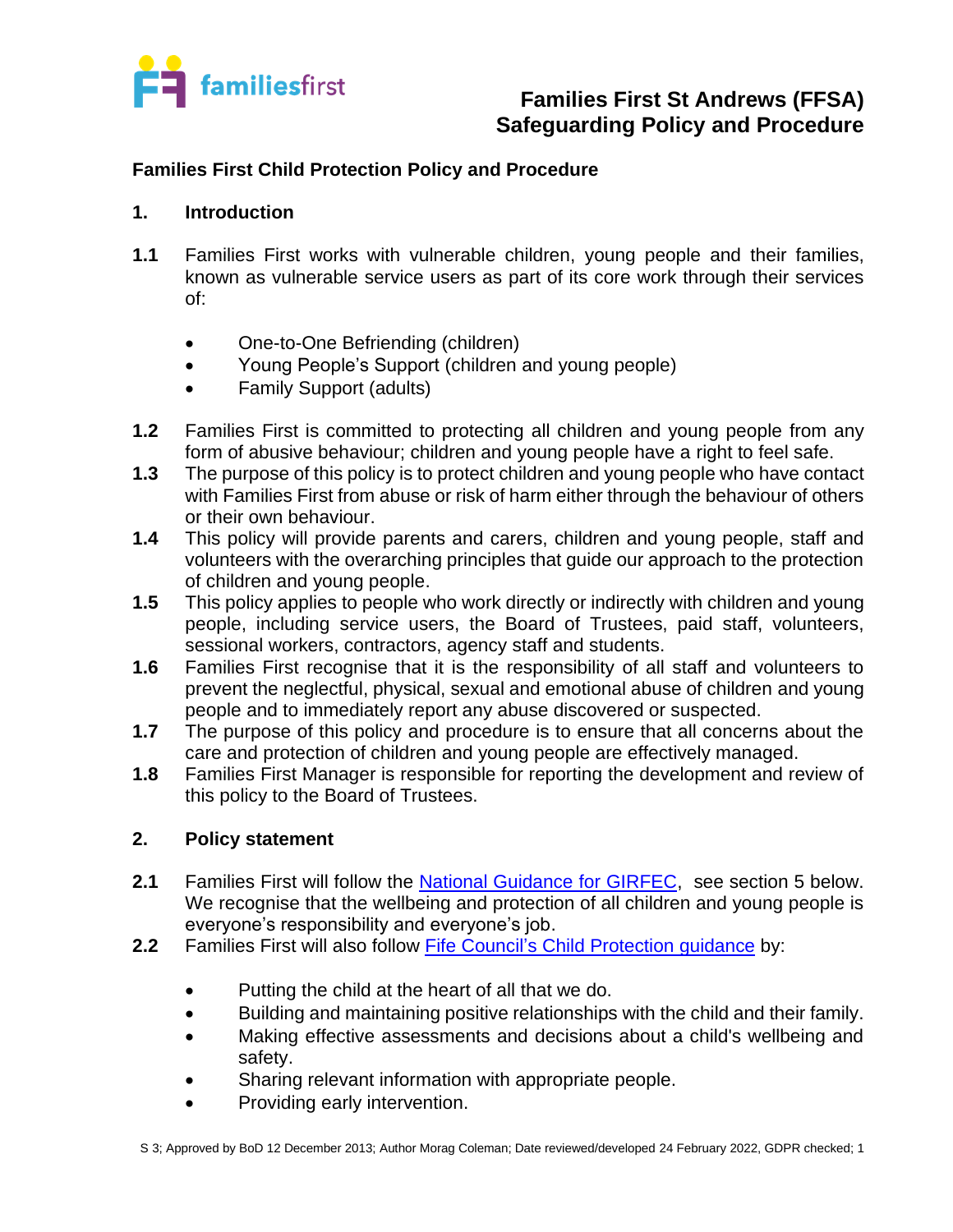# Families First St Andrews (FFSA) Safeguarding Policy and Procedure

## Families First Child Protection Policy and Procedure

### 1. Introduction

**1.1** Families First works with vulnerable children, young people and their families, known as vulnerable service users as part of its core work through their services of:

- One-to-One Befriending (children)
- Young People's Support (children and young people)
- Family Support (adults)

**1.2** Families First is committed to protecting all children and young people from any form of abusive behaviour; children and young people have a right to feel safe.

**1.3** The purpose of this policy is to protect children and young people who have contact with Families First from abuse or risk of harm either through the behaviour of others or their own behaviour.

**1.4** This policy will provide parents and carers, children and young people, staff and volunteers with the overarching principles that guide our approach to the protection of children and young people.

**1.5** This policy applies to people who work directly or indirectly with children and young people, including service users, the Board of Trustees, paid staff, volunteers, sessional workers, contractors, agency staff and students.

**1.6** Families First recognise that it is the responsibility of all staff and volunteers to prevent the neglectful, physical, sexual and emotional abuse of children and young people and to immediately report any abuse discovered or suspected.

**1.7** The purpose of this policy and procedure is to ensure that all concerns about the care and protection of children and young people are effectively managed.

**1.8** Families First Manager is responsible for reporting the development and review of this policy to the Board of Trustees.

### 2. Policy statement

**2.1** Families First will follow the National Guidance for GIRFEC, see section 5 below. We recognise that the wellbeing and protection of all children and young people is everyone's responsibility and everyone's job.

**2.2** Families First will also follow Fife Council's Child Protection guidance by:

- Putting the child at the heart of all that we do.
- Building and maintaining positive relationships with the child and their family.
- Making effective assessments and decisions about a child's wellbeing and safety.
- Sharing relevant information with appropriate people.
- Providing early intervention.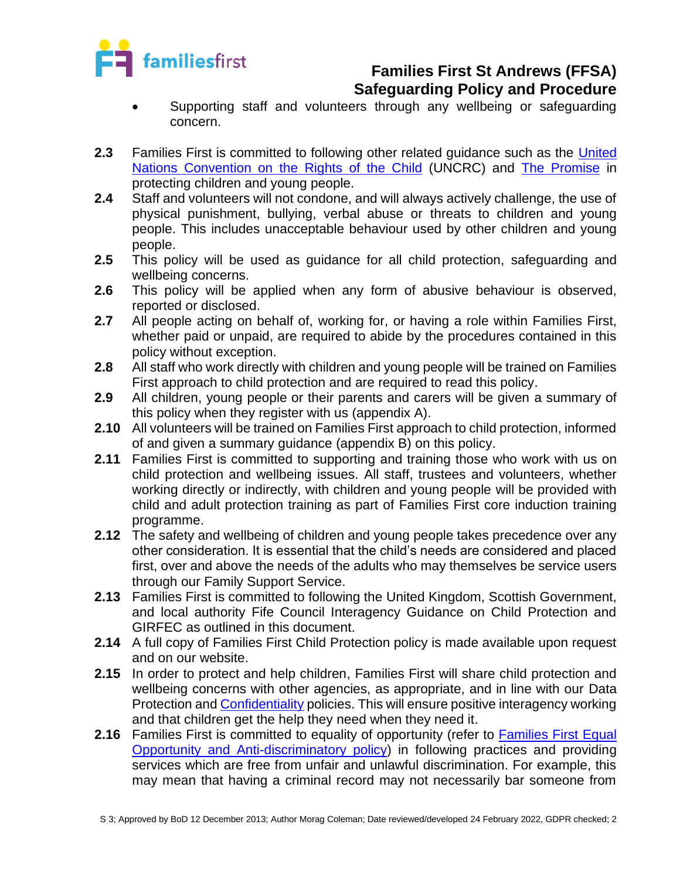- Supporting staff and volunteers through any wellbeing or safeguarding concern.

**2.3** Families First is committed to following other related guidance such as the United Nations Convention on the Rights of the Child (UNCRC) and The Promise in protecting children and young people.

**2.4** Staff and volunteers will not condone, and will always actively challenge, the use of physical punishment, bullying, verbal abuse or threats to children and young people. This includes unacceptable behaviour used by other children and young people.

**2.5** This policy will be used as guidance for all child protection, safeguarding and wellbeing concerns.

**2.6** This policy will be applied when any form of abusive behaviour is observed, reported or disclosed.

**2.7** All people acting on behalf of, working for, or having a role within Families First, whether paid or unpaid, are required to abide by the procedures contained in this policy without exception.

**2.8** All staff who work directly with children and young people will be trained on Families First approach to child protection and are required to read this policy.

**2.9** All children, young people or their parents and carers will be given a summary of this policy when they register with us (appendix A).

**2.10** All volunteers will be trained on Families First approach to child protection, informed of and given a summary guidance (appendix B) on this policy.

**2.11** Families First is committed to supporting and training those who work with us on child protection and wellbeing issues. All staff, trustees and volunteers, whether working directly or indirectly, with children and young people will be provided with child and adult protection training as part of Families First core induction training programme.

**2.12** The safety and wellbeing of children and young people takes precedence over any other consideration. It is essential that the child's needs are considered and placed first, over and above the needs of the adults who may themselves be service users through our Family Support Service.

**2.13** Families First is committed to following the United Kingdom, Scottish Government, and local authority Fife Council Interagency Guidance on Child Protection and GIRFEC as outlined in this document.

**2.14** A full copy of Families First Child Protection policy is made available upon request and on our website.

**2.15** In order to protect and help children, Families First will share child protection and wellbeing concerns with other agencies, as appropriate, and in line with our Data Protection and Confidentiality policies. This will ensure positive interagency working and that children get the help they need when they need it.

**2.16** Families First is committed to equality of opportunity (refer to Families First Equal Opportunity and Anti-discriminatory policy) in following practices and providing services which are free from unfair and unlawful discrimination. For example, this may mean that having a criminal record may not necessarily bar someone from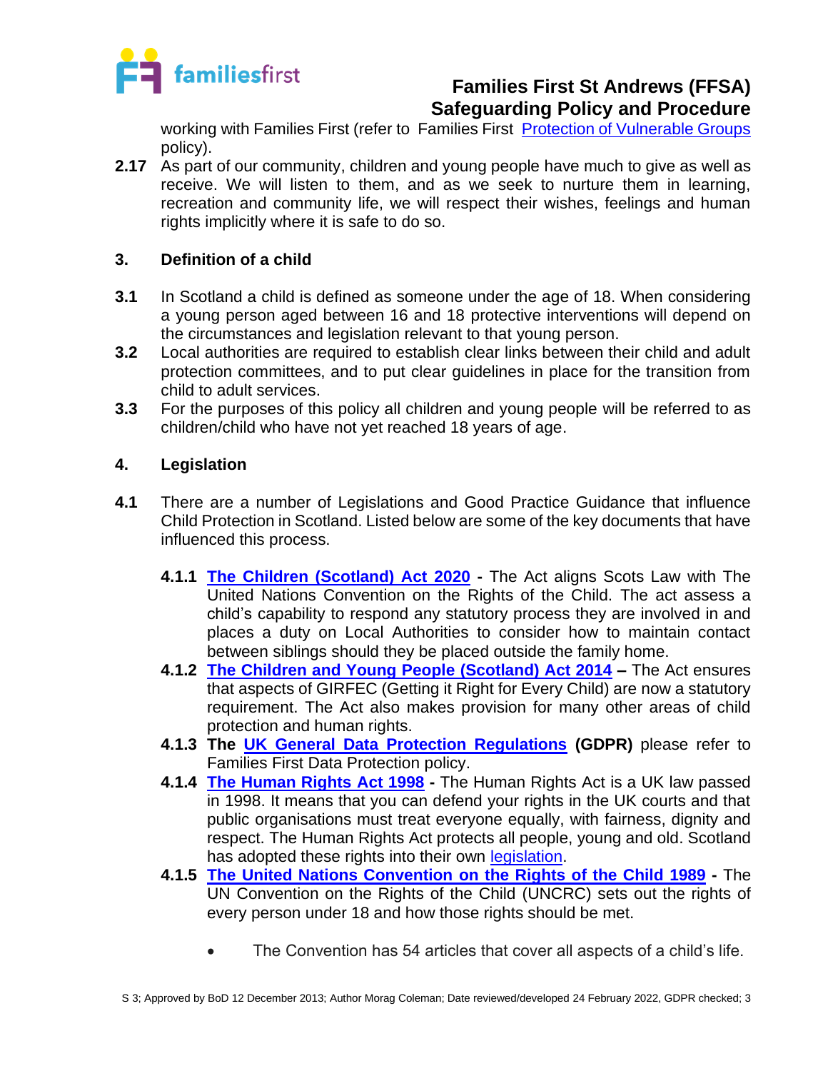working with Families First (refer to Families First Protection of Vulnerable Groups policy).

**2.17** As part of our community, children and young people have much to give as well as receive. We will listen to them, and as we seek to nurture them in learning, recreation and community life, we will respect their wishes, feelings and human rights implicitly where it is safe to do so.

## 3. Definition of a child

**3.1** In Scotland a child is defined as someone under the age of 18. When considering a young person aged between 16 and 18 protective interventions will depend on the circumstances and legislation relevant to that young person.

**3.2** Local authorities are required to establish clear links between their child and adult protection committees, and to put clear guidelines in place for the transition from child to adult services.

**3.3** For the purposes of this policy all children and young people will be referred to as children/child who have not yet reached 18 years of age.

## 4. Legislation

**4.1** There are a number of Legislations and Good Practice Guidance that influence Child Protection in Scotland. Listed below are some of the key documents that have influenced this process.

**4.1.1** **The Children (Scotland) Act 2020 -** The Act aligns Scots Law with The United Nations Convention on the Rights of the Child. The act assess a child's capability to respond any statutory process they are involved in and places a duty on Local Authorities to consider how to maintain contact between siblings should they be placed outside the family home.

**4.1.2** **The Children and Young People (Scotland) Act 2014 –** The Act ensures that aspects of GIRFEC (Getting it Right for Every Child) are now a statutory requirement. The Act also makes provision for many other areas of child protection and human rights.

**4.1.3** **The UK General Data Protection Regulations (GDPR)** please refer to Families First Data Protection policy.

**4.1.4** **The Human Rights Act 1998 -** The Human Rights Act is a UK law passed in 1998. It means that you can defend your rights in the UK courts and that public organisations must treat everyone equally, with fairness, dignity and respect. The Human Rights Act protects all people, young and old. Scotland has adopted these rights into their own legislation.

**4.1.5** **The United Nations Convention on the Rights of the Child 1989 -** The UN Convention on the Rights of the Child (UNCRC) sets out the rights of every person under 18 and how those rights should be met.

- The Convention has 54 articles that cover all aspects of a child's life.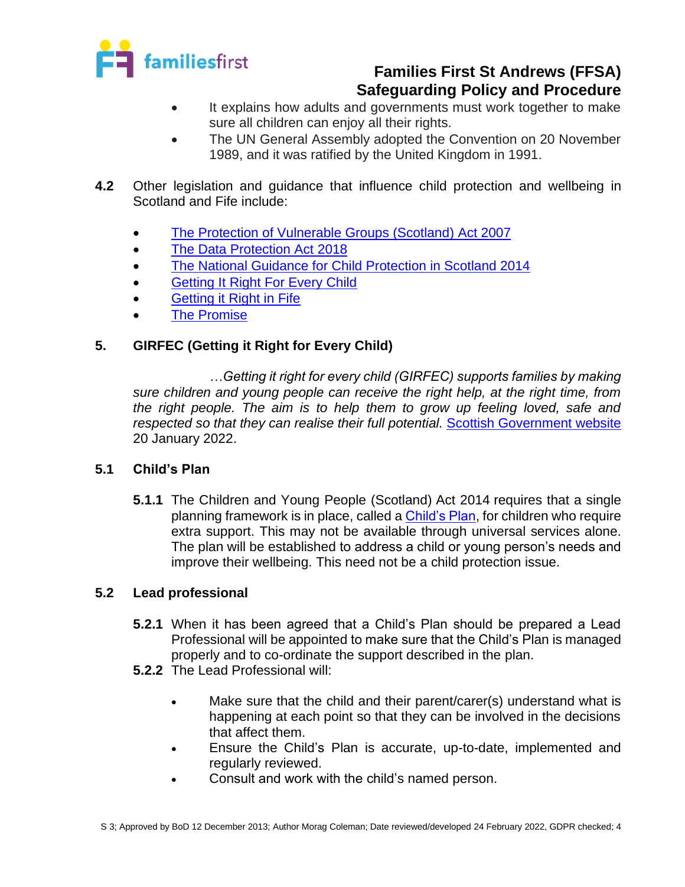- It explains how adults and governments must work together to make sure all children can enjoy all their rights.
- The UN General Assembly adopted the Convention on 20 November 1989, and it was ratified by the United Kingdom in 1991.

**4.2** Other legislation and guidance that influence child protection and wellbeing in Scotland and Fife include:

- The Protection of Vulnerable Groups (Scotland) Act 2007
- The Data Protection Act 2018
- The National Guidance for Child Protection in Scotland 2014
- Getting It Right For Every Child
- Getting it Right in Fife
- The Promise

## 5. GIRFEC (Getting it Right for Every Child)

*…Getting it right for every child (GIRFEC) supports families by making sure children and young people can receive the right help, at the right time, from the right people. The aim is to help them to grow up feeling loved, safe and respected so that they can realise their full potential.* Scottish Government website 20 January 2022.

### 5.1 Child's Plan

**5.1.1** The Children and Young People (Scotland) Act 2014 requires that a single planning framework is in place, called a Child's Plan, for children who require extra support. This may not be available through universal services alone. The plan will be established to address a child or young person's needs and improve their wellbeing. This need not be a child protection issue.

### 5.2 Lead professional

**5.2.1** When it has been agreed that a Child's Plan should be prepared a Lead Professional will be appointed to make sure that the Child's Plan is managed properly and to co-ordinate the support described in the plan.

**5.2.2** The Lead Professional will:

- Make sure that the child and their parent/carer(s) understand what is happening at each point so that they can be involved in the decisions that affect them.
- Ensure the Child's Plan is accurate, up-to-date, implemented and regularly reviewed.
- Consult and work with the child's named person.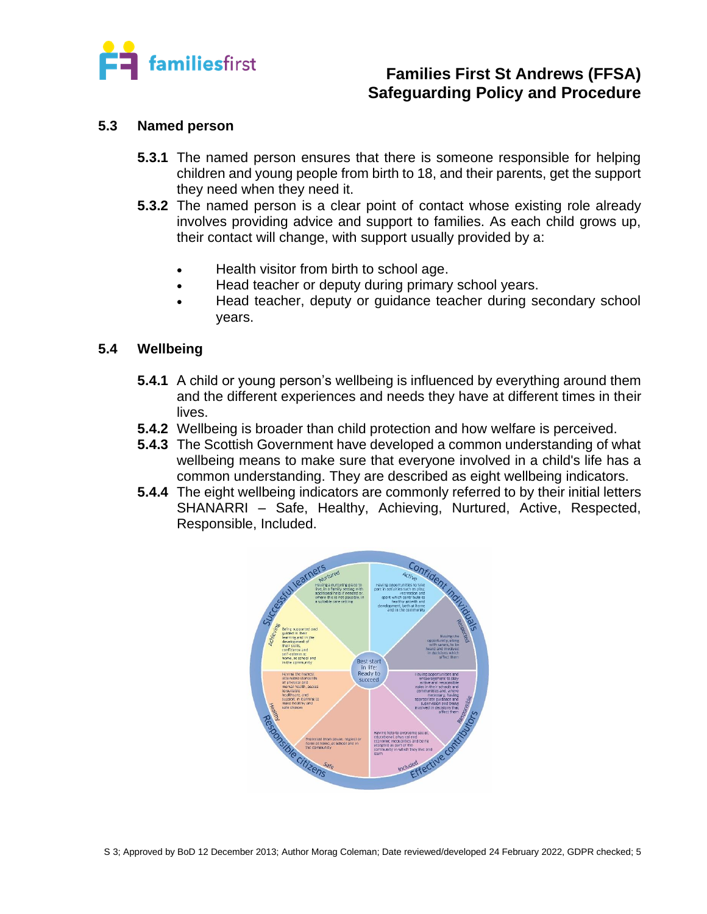## 5.3 Named person

**5.3.1** The named person ensures that there is someone responsible for helping children and young people from birth to 18, and their parents, get the support they need when they need it.

**5.3.2** The named person is a clear point of contact whose existing role already involves providing advice and support to families. As each child grows up, their contact will change, with support usually provided by a:

- Health visitor from birth to school age.
- Head teacher or deputy during primary school years.
- Head teacher, deputy or guidance teacher during secondary school years.

## 5.4 Wellbeing

**5.4.1** A child or young person's wellbeing is influenced by everything around them and the different experiences and needs they have at different times in their lives.

**5.4.2** Wellbeing is broader than child protection and how welfare is perceived.

**5.4.3** The Scottish Government have developed a common understanding of what wellbeing means to make sure that everyone involved in a child's life has a common understanding. They are described as eight wellbeing indicators.

**5.4.4** The eight wellbeing indicators are commonly referred to by their initial letters SHANARRI – Safe, Healthy, Achieving, Nurtured, Active, Respected, Responsible, Included.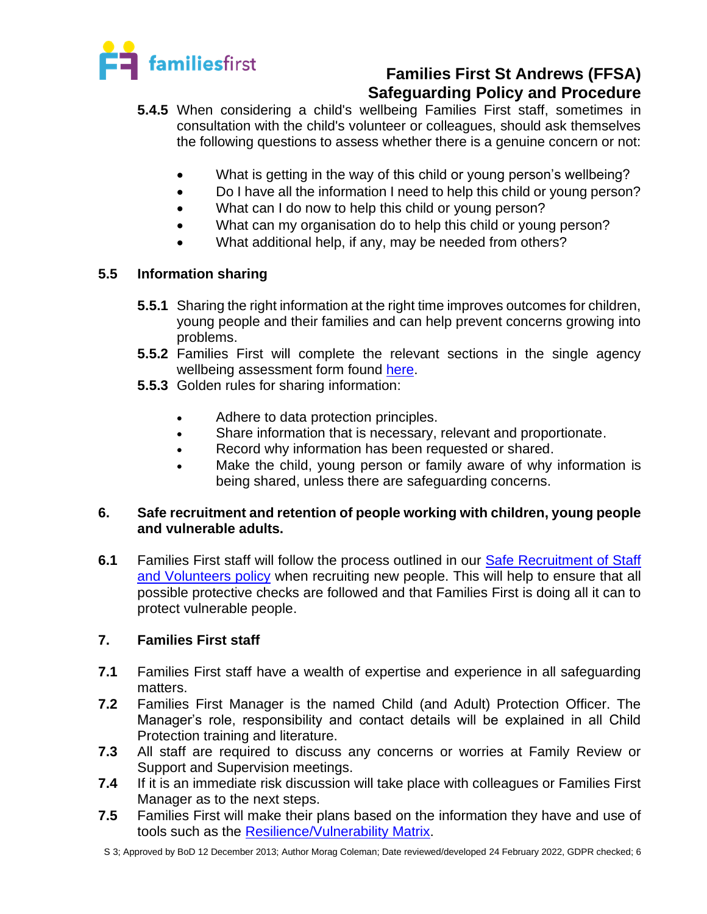**5.4.5** When considering a child's wellbeing Families First staff, sometimes in consultation with the child's volunteer or colleagues, should ask themselves the following questions to assess whether there is a genuine concern or not:

- What is getting in the way of this child or young person's wellbeing?
- Do I have all the information I need to help this child or young person?
- What can I do now to help this child or young person?
- What can my organisation do to help this child or young person?
- What additional help, if any, may be needed from others?

## 5.5 Information sharing

**5.5.1** Sharing the right information at the right time improves outcomes for children, young people and their families and can help prevent concerns growing into problems.

**5.5.2** Families First will complete the relevant sections in the single agency wellbeing assessment form found here.

**5.5.3** Golden rules for sharing information:

- Adhere to data protection principles.
- Share information that is necessary, relevant and proportionate.
- Record why information has been requested or shared.
- Make the child, young person or family aware of why information is being shared, unless there are safeguarding concerns.

## 6. Safe recruitment and retention of people working with children, young people and vulnerable adults.

**6.1** Families First staff will follow the process outlined in our Safe Recruitment of Staff and Volunteers policy when recruiting new people. This will help to ensure that all possible protective checks are followed and that Families First is doing all it can to protect vulnerable people.

## 7. Families First staff

**7.1** Families First staff have a wealth of expertise and experience in all safeguarding matters.

**7.2** Families First Manager is the named Child (and Adult) Protection Officer. The Manager's role, responsibility and contact details will be explained in all Child Protection training and literature.

**7.3** All staff are required to discuss any concerns or worries at Family Review or Support and Supervision meetings.

**7.4** If it is an immediate risk discussion will take place with colleagues or Families First Manager as to the next steps.

**7.5** Families First will make their plans based on the information they have and use of tools such as the Resilience/Vulnerability Matrix.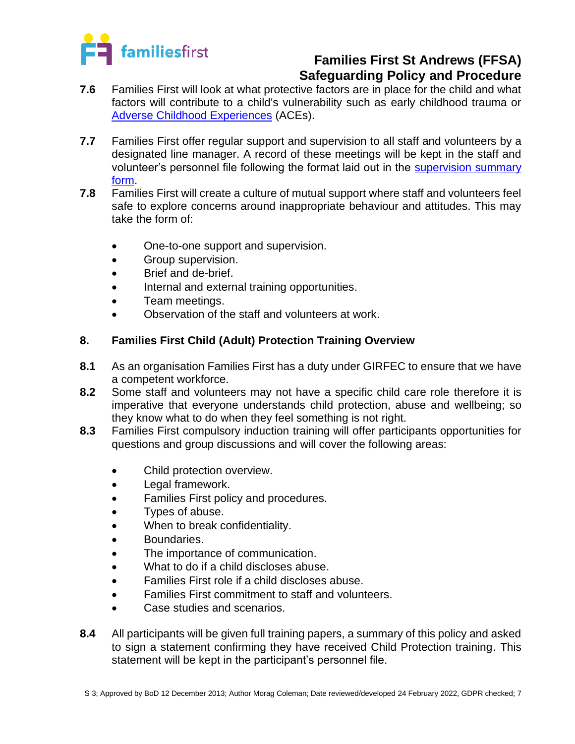**7.6** Families First will look at what protective factors are in place for the child and what factors will contribute to a child's vulnerability such as early childhood trauma or [Adverse Childhood Experiences](#) (ACEs).

**7.7** Families First offer regular support and supervision to all staff and volunteers by a designated line manager. A record of these meetings will be kept in the staff and volunteer's personnel file following the format laid out in the [supervision summary form](#).

**7.8** Families First will create a culture of mutual support where staff and volunteers feel safe to explore concerns around inappropriate behaviour and attitudes. This may take the form of:

- One-to-one support and supervision.
- Group supervision.
- Brief and de-brief.
- Internal and external training opportunities.
- Team meetings.
- Observation of the staff and volunteers at work.

## 8. Families First Child (Adult) Protection Training Overview

**8.1** As an organisation Families First has a duty under GIRFEC to ensure that we have a competent workforce.

**8.2** Some staff and volunteers may not have a specific child care role therefore it is imperative that everyone understands child protection, abuse and wellbeing; so they know what to do when they feel something is not right.

**8.3** Families First compulsory induction training will offer participants opportunities for questions and group discussions and will cover the following areas:

- Child protection overview.
- Legal framework.
- Families First policy and procedures.
- Types of abuse.
- When to break confidentiality.
- Boundaries.
- The importance of communication.
- What to do if a child discloses abuse.
- Families First role if a child discloses abuse.
- Families First commitment to staff and volunteers.
- Case studies and scenarios.

**8.4** All participants will be given full training papers, a summary of this policy and asked to sign a statement confirming they have received Child Protection training. This statement will be kept in the participant's personnel file.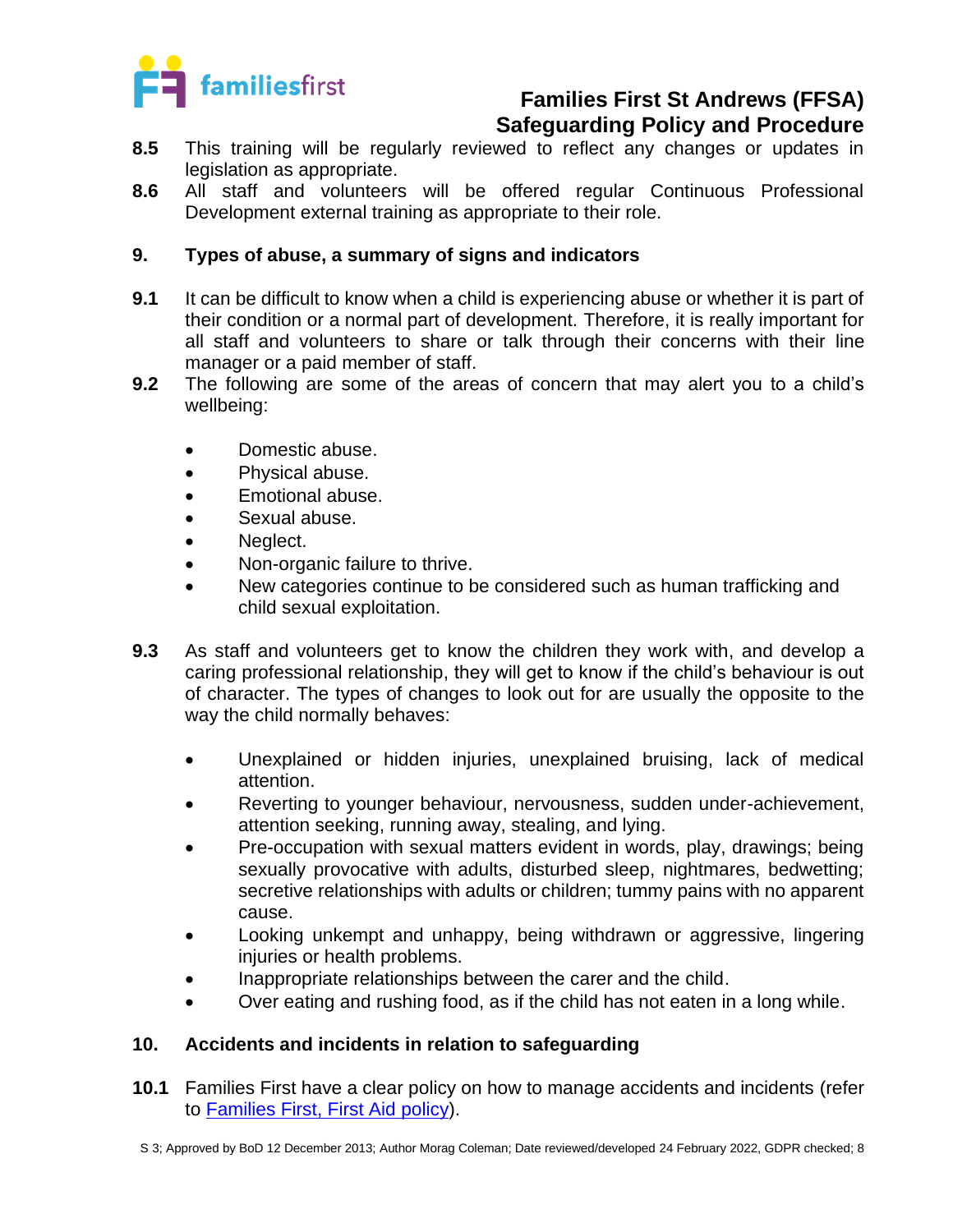**8.5** This training will be regularly reviewed to reflect any changes or updates in legislation as appropriate.

**8.6** All staff and volunteers will be offered regular Continuous Professional Development external training as appropriate to their role.

## 9. Types of abuse, a summary of signs and indicators

**9.1** It can be difficult to know when a child is experiencing abuse or whether it is part of their condition or a normal part of development. Therefore, it is really important for all staff and volunteers to share or talk through their concerns with their line manager or a paid member of staff.

**9.2** The following are some of the areas of concern that may alert you to a child's wellbeing:

- Domestic abuse.
- Physical abuse.
- Emotional abuse.
- Sexual abuse.
- Neglect.
- Non-organic failure to thrive.
- New categories continue to be considered such as human trafficking and child sexual exploitation.

**9.3** As staff and volunteers get to know the children they work with, and develop a caring professional relationship, they will get to know if the child's behaviour is out of character. The types of changes to look out for are usually the opposite to the way the child normally behaves:

- Unexplained or hidden injuries, unexplained bruising, lack of medical attention.
- Reverting to younger behaviour, nervousness, sudden under-achievement, attention seeking, running away, stealing, and lying.
- Pre-occupation with sexual matters evident in words, play, drawings; being sexually provocative with adults, disturbed sleep, nightmares, bedwetting; secretive relationships with adults or children; tummy pains with no apparent cause.
- Looking unkempt and unhappy, being withdrawn or aggressive, lingering injuries or health problems.
- Inappropriate relationships between the carer and the child.
- Over eating and rushing food, as if the child has not eaten in a long while.

## 10. Accidents and incidents in relation to safeguarding

**10.1** Families First have a clear policy on how to manage accidents and incidents (refer to [Families First, First Aid policy](#)).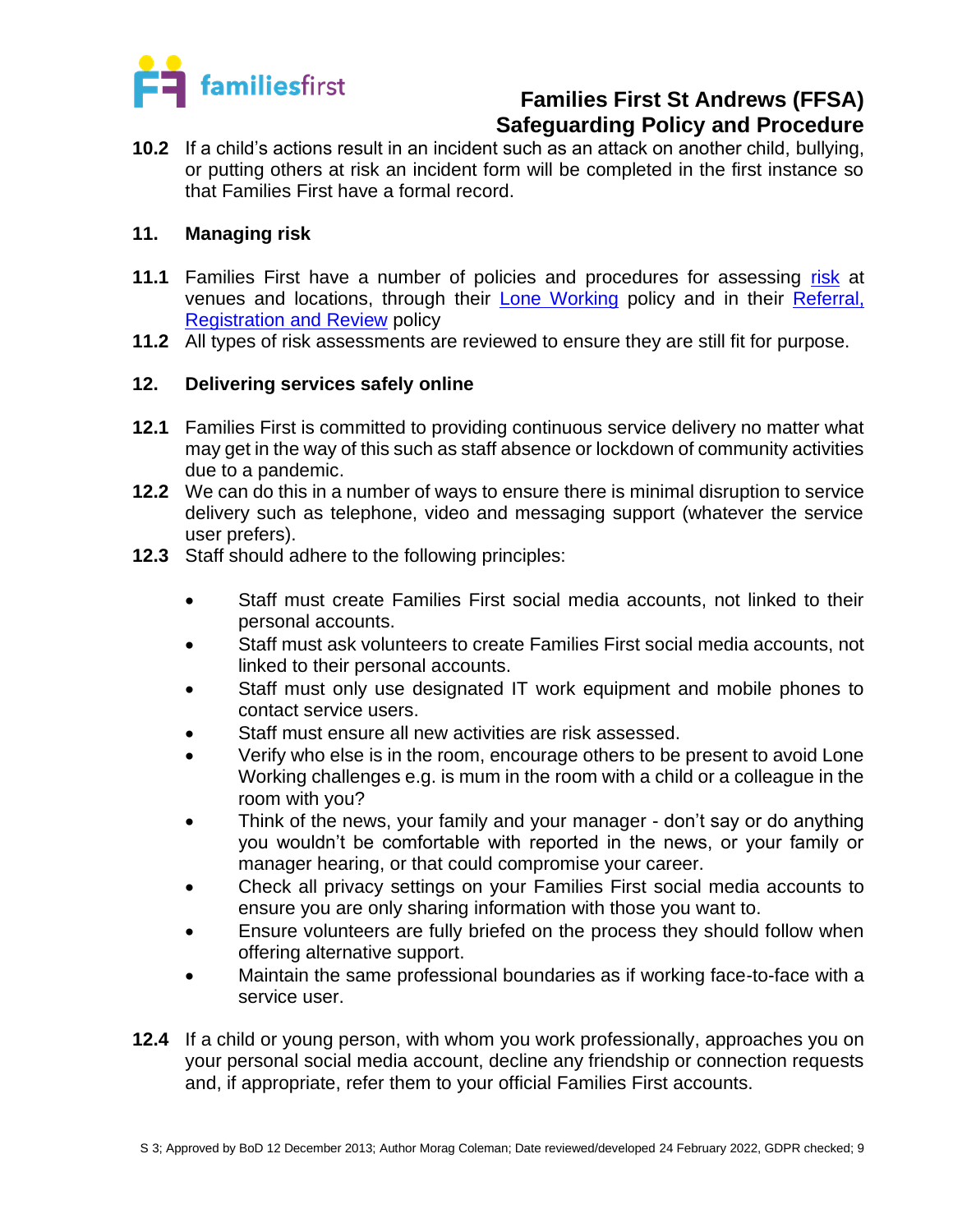**10.2** If a child's actions result in an incident such as an attack on another child, bullying, or putting others at risk an incident form will be completed in the first instance so that Families First have a formal record.

## 11. Managing risk

**11.1** Families First have a number of policies and procedures for assessing risk at venues and locations, through their Lone Working policy and in their Referral, Registration and Review policy

**11.2** All types of risk assessments are reviewed to ensure they are still fit for purpose.

## 12. Delivering services safely online

**12.1** Families First is committed to providing continuous service delivery no matter what may get in the way of this such as staff absence or lockdown of community activities due to a pandemic.

**12.2** We can do this in a number of ways to ensure there is minimal disruption to service delivery such as telephone, video and messaging support (whatever the service user prefers).

**12.3** Staff should adhere to the following principles:

- Staff must create Families First social media accounts, not linked to their personal accounts.
- Staff must ask volunteers to create Families First social media accounts, not linked to their personal accounts.
- Staff must only use designated IT work equipment and mobile phones to contact service users.
- Staff must ensure all new activities are risk assessed.
- Verify who else is in the room, encourage others to be present to avoid Lone Working challenges e.g. is mum in the room with a child or a colleague in the room with you?
- Think of the news, your family and your manager - don't say or do anything you wouldn't be comfortable with reported in the news, or your family or manager hearing, or that could compromise your career.
- Check all privacy settings on your Families First social media accounts to ensure you are only sharing information with those you want to.
- Ensure volunteers are fully briefed on the process they should follow when offering alternative support.
- Maintain the same professional boundaries as if working face-to-face with a service user.

**12.4** If a child or young person, with whom you work professionally, approaches you on your personal social media account, decline any friendship or connection requests and, if appropriate, refer them to your official Families First accounts.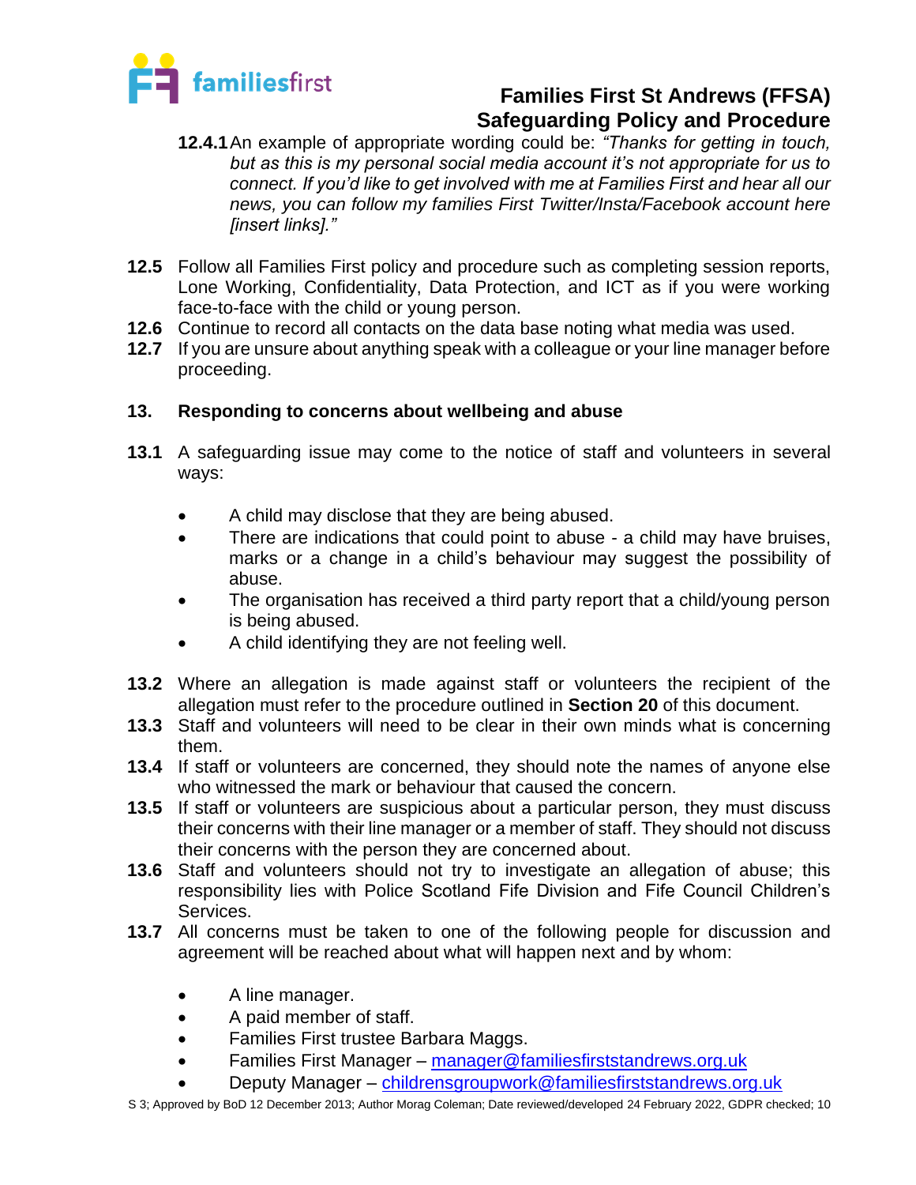**12.4.1** An example of appropriate wording could be: *"Thanks for getting in touch, but as this is my personal social media account it's not appropriate for us to connect. If you'd like to get involved with me at Families First and hear all our news, you can follow my families First Twitter/Insta/Facebook account here [insert links]."*

**12.5** Follow all Families First policy and procedure such as completing session reports, Lone Working, Confidentiality, Data Protection, and ICT as if you were working face-to-face with the child or young person.

**12.6** Continue to record all contacts on the data base noting what media was used.

**12.7** If you are unsure about anything speak with a colleague or your line manager before proceeding.

## 13. Responding to concerns about wellbeing and abuse

**13.1** A safeguarding issue may come to the notice of staff and volunteers in several ways:

- A child may disclose that they are being abused.
- There are indications that could point to abuse - a child may have bruises, marks or a change in a child's behaviour may suggest the possibility of abuse.
- The organisation has received a third party report that a child/young person is being abused.
- A child identifying they are not feeling well.

**13.2** Where an allegation is made against staff or volunteers the recipient of the allegation must refer to the procedure outlined in **Section 20** of this document.

**13.3** Staff and volunteers will need to be clear in their own minds what is concerning them.

**13.4** If staff or volunteers are concerned, they should note the names of anyone else who witnessed the mark or behaviour that caused the concern.

**13.5** If staff or volunteers are suspicious about a particular person, they must discuss their concerns with their line manager or a member of staff. They should not discuss their concerns with the person they are concerned about.

**13.6** Staff and volunteers should not try to investigate an allegation of abuse; this responsibility lies with Police Scotland Fife Division and Fife Council Children's Services.

**13.7** All concerns must be taken to one of the following people for discussion and agreement will be reached about what will happen next and by whom:

- A line manager.
- A paid member of staff.
- Families First trustee Barbara Maggs.
- Families First Manager – manager@familiesfirststandrews.org.uk
- Deputy Manager – childrensgroupwork@familiesfirststandrews.org.uk

S 3; Approved by BoD 12 December 2013; Author Morag Coleman; Date reviewed/developed 24 February 2022, GDPR checked; 10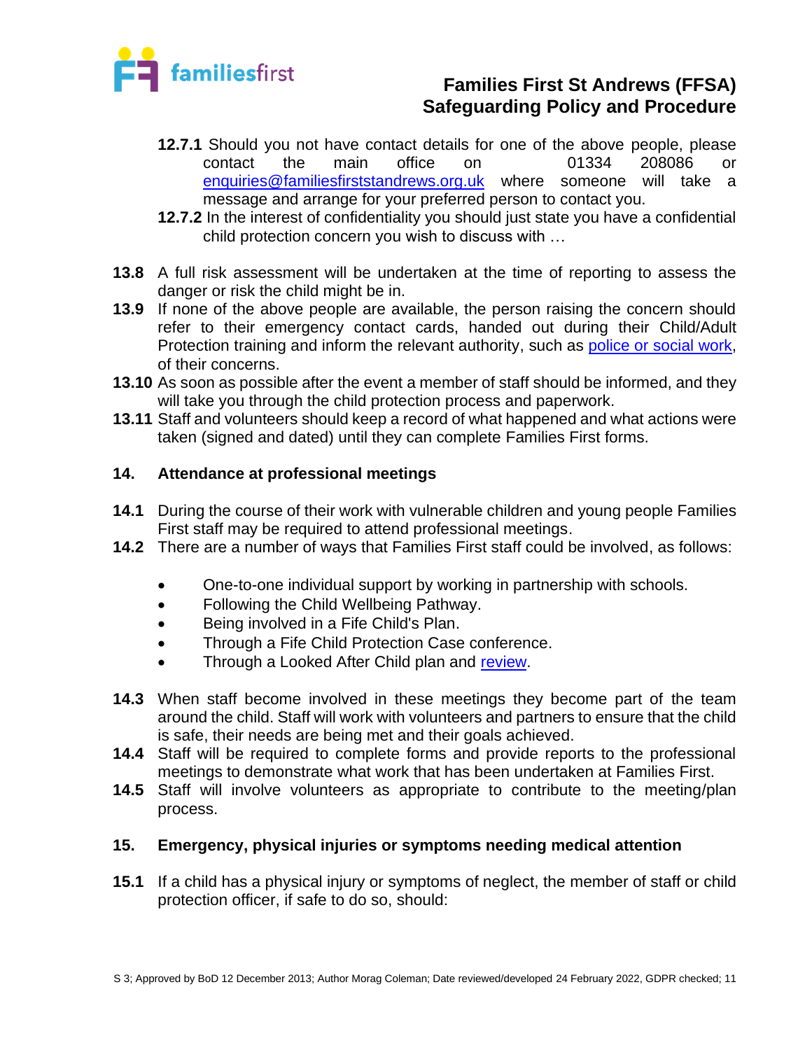**12.7.1** Should you not have contact details for one of the above people, please contact the main office on 01334 208086 or enquiries@familiesfirststandrews.org.uk where someone will take a message and arrange for your preferred person to contact you.

**12.7.2** In the interest of confidentiality you should just state you have a confidential child protection concern you wish to discuss with …

**13.8** A full risk assessment will be undertaken at the time of reporting to assess the danger or risk the child might be in.

**13.9** If none of the above people are available, the person raising the concern should refer to their emergency contact cards, handed out during their Child/Adult Protection training and inform the relevant authority, such as police or social work, of their concerns.

**13.10** As soon as possible after the event a member of staff should be informed, and they will take you through the child protection process and paperwork.

**13.11** Staff and volunteers should keep a record of what happened and what actions were taken (signed and dated) until they can complete Families First forms.

## 14. Attendance at professional meetings

**14.1** During the course of their work with vulnerable children and young people Families First staff may be required to attend professional meetings.

**14.2** There are a number of ways that Families First staff could be involved, as follows:

- One-to-one individual support by working in partnership with schools.
- Following the Child Wellbeing Pathway.
- Being involved in a Fife Child's Plan.
- Through a Fife Child Protection Case conference.
- Through a Looked After Child plan and review.

**14.3** When staff become involved in these meetings they become part of the team around the child. Staff will work with volunteers and partners to ensure that the child is safe, their needs are being met and their goals achieved.

**14.4** Staff will be required to complete forms and provide reports to the professional meetings to demonstrate what work that has been undertaken at Families First.

**14.5** Staff will involve volunteers as appropriate to contribute to the meeting/plan process.

## 15. Emergency, physical injuries or symptoms needing medical attention

**15.1** If a child has a physical injury or symptoms of neglect, the member of staff or child protection officer, if safe to do so, should: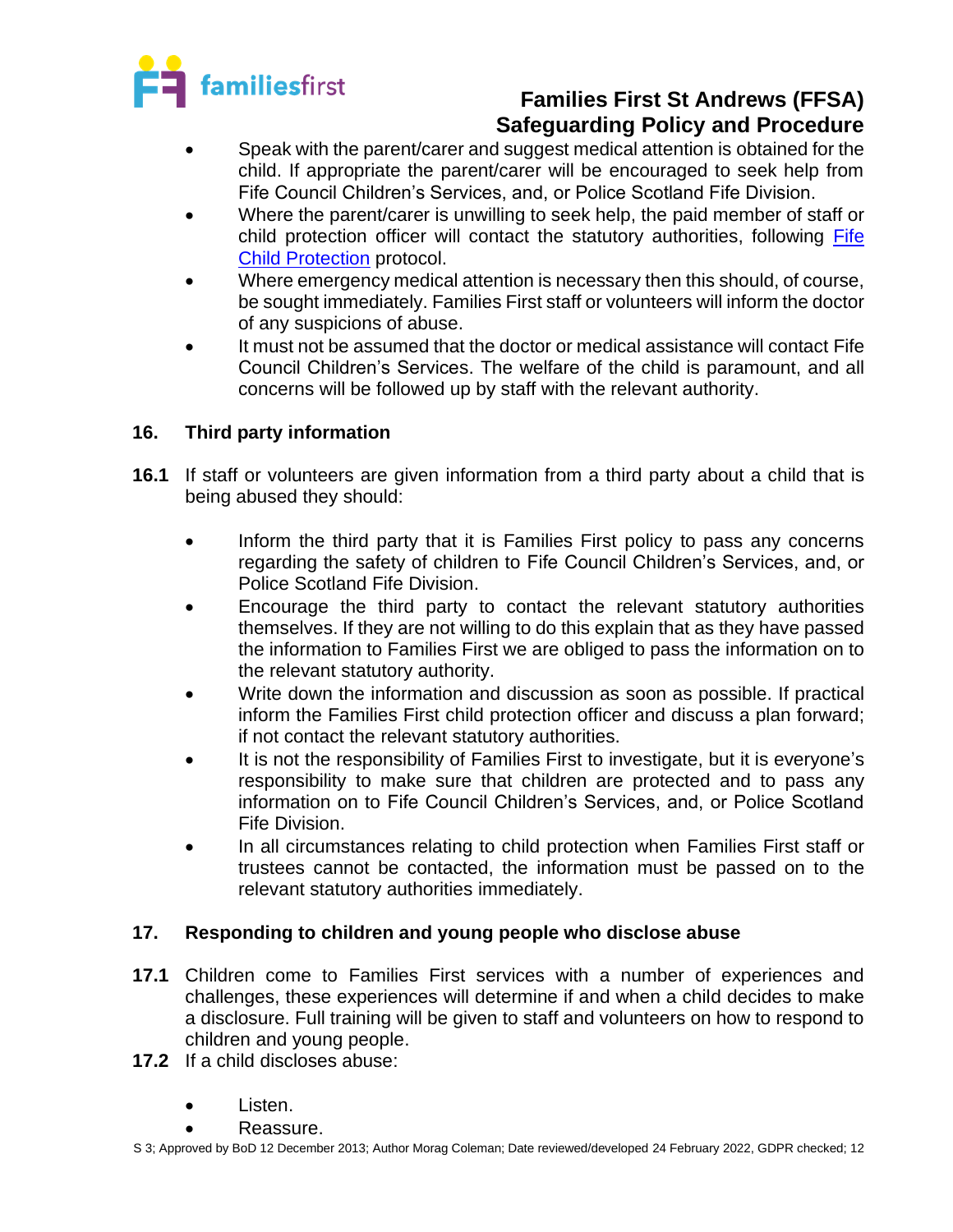- Speak with the parent/carer and suggest medical attention is obtained for the child. If appropriate the parent/carer will be encouraged to seek help from Fife Council Children's Services, and, or Police Scotland Fife Division.
- Where the parent/carer is unwilling to seek help, the paid member of staff or child protection officer will contact the statutory authorities, following Fife Child Protection protocol.
- Where emergency medical attention is necessary then this should, of course, be sought immediately. Families First staff or volunteers will inform the doctor of any suspicions of abuse.
- It must not be assumed that the doctor or medical assistance will contact Fife Council Children's Services. The welfare of the child is paramount, and all concerns will be followed up by staff with the relevant authority.

## 16. Third party information

**16.1** If staff or volunteers are given information from a third party about a child that is being abused they should:

- Inform the third party that it is Families First policy to pass any concerns regarding the safety of children to Fife Council Children's Services, and, or Police Scotland Fife Division.
- Encourage the third party to contact the relevant statutory authorities themselves. If they are not willing to do this explain that as they have passed the information to Families First we are obliged to pass the information on to the relevant statutory authority.
- Write down the information and discussion as soon as possible. If practical inform the Families First child protection officer and discuss a plan forward; if not contact the relevant statutory authorities.
- It is not the responsibility of Families First to investigate, but it is everyone's responsibility to make sure that children are protected and to pass any information on to Fife Council Children's Services, and, or Police Scotland Fife Division.
- In all circumstances relating to child protection when Families First staff or trustees cannot be contacted, the information must be passed on to the relevant statutory authorities immediately.

## 17. Responding to children and young people who disclose abuse

**17.1** Children come to Families First services with a number of experiences and challenges, these experiences will determine if and when a child decides to make a disclosure. Full training will be given to staff and volunteers on how to respond to children and young people.

**17.2** If a child discloses abuse:

- Listen.
- Reassure.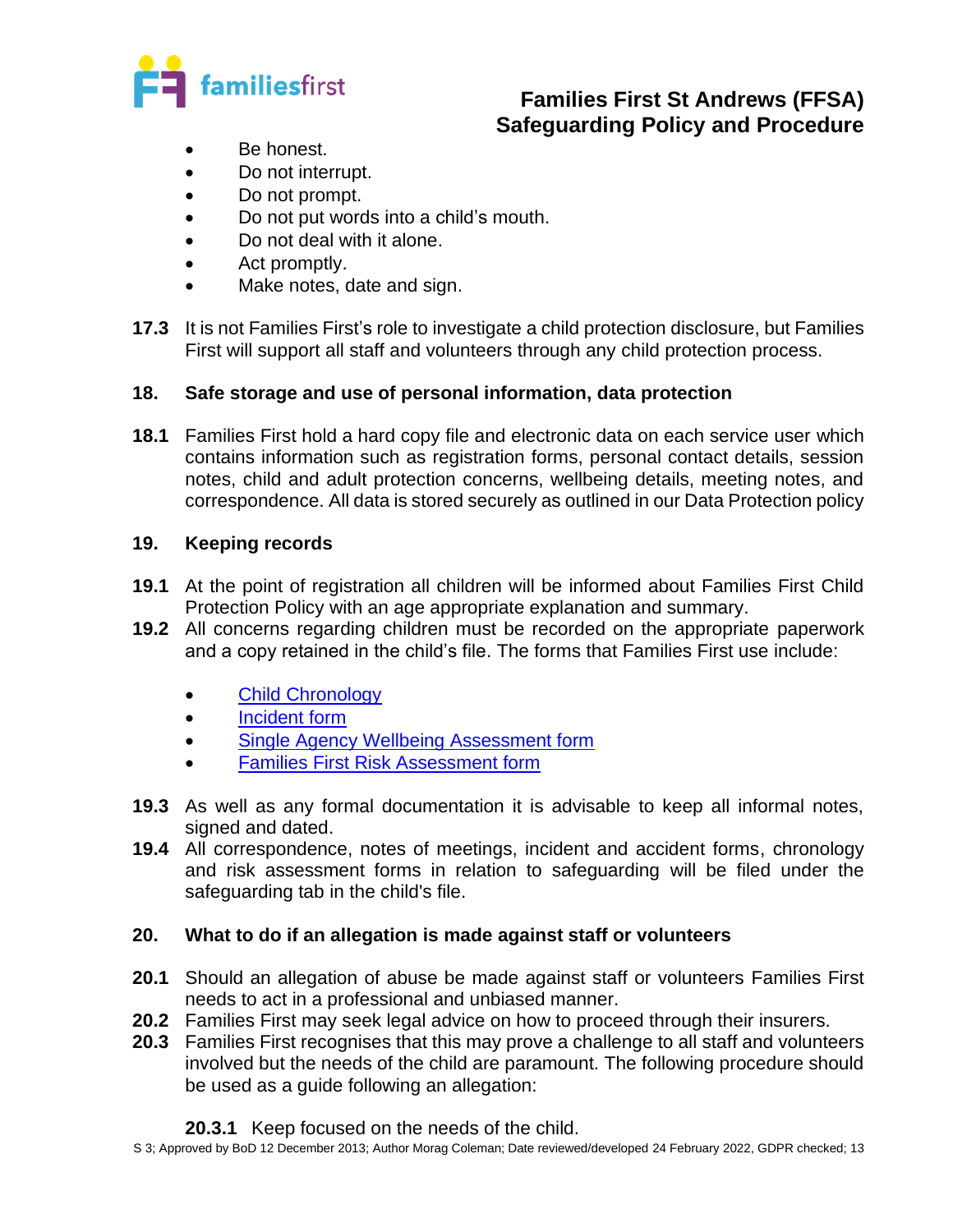- Be honest.
- Do not interrupt.
- Do not prompt.
- Do not put words into a child's mouth.
- Do not deal with it alone.
- Act promptly.
- Make notes, date and sign.

**17.3** It is not Families First's role to investigate a child protection disclosure, but Families First will support all staff and volunteers through any child protection process.

## 18. Safe storage and use of personal information, data protection

**18.1** Families First hold a hard copy file and electronic data on each service user which contains information such as registration forms, personal contact details, session notes, child and adult protection concerns, wellbeing details, meeting notes, and correspondence. All data is stored securely as outlined in our Data Protection policy

## 19. Keeping records

**19.1** At the point of registration all children will be informed about Families First Child Protection Policy with an age appropriate explanation and summary.

**19.2** All concerns regarding children must be recorded on the appropriate paperwork and a copy retained in the child's file. The forms that Families First use include:

- Child Chronology
- Incident form
- Single Agency Wellbeing Assessment form
- Families First Risk Assessment form

**19.3** As well as any formal documentation it is advisable to keep all informal notes, signed and dated.

**19.4** All correspondence, notes of meetings, incident and accident forms, chronology and risk assessment forms in relation to safeguarding will be filed under the safeguarding tab in the child's file.

## 20. What to do if an allegation is made against staff or volunteers

**20.1** Should an allegation of abuse be made against staff or volunteers Families First needs to act in a professional and unbiased manner.

**20.2** Families First may seek legal advice on how to proceed through their insurers.

**20.3** Families First recognises that this may prove a challenge to all staff and volunteers involved but the needs of the child are paramount. The following procedure should be used as a guide following an allegation:

**20.3.1** Keep focused on the needs of the child.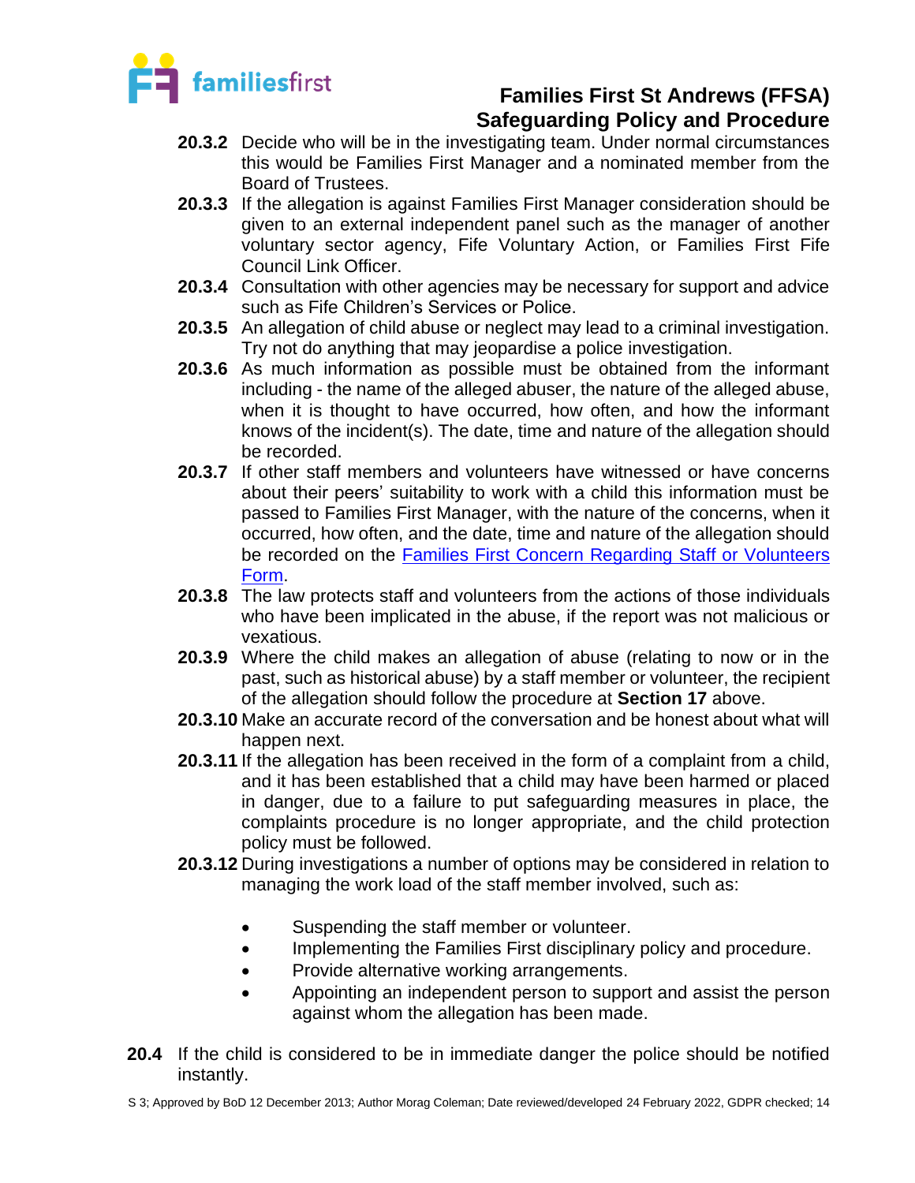**20.3.2** Decide who will be in the investigating team. Under normal circumstances this would be Families First Manager and a nominated member from the Board of Trustees.

**20.3.3** If the allegation is against Families First Manager consideration should be given to an external independent panel such as the manager of another voluntary sector agency, Fife Voluntary Action, or Families First Fife Council Link Officer.

**20.3.4** Consultation with other agencies may be necessary for support and advice such as Fife Children's Services or Police.

**20.3.5** An allegation of child abuse or neglect may lead to a criminal investigation. Try not do anything that may jeopardise a police investigation.

**20.3.6** As much information as possible must be obtained from the informant including - the name of the alleged abuser, the nature of the alleged abuse, when it is thought to have occurred, how often, and how the informant knows of the incident(s). The date, time and nature of the allegation should be recorded.

**20.3.7** If other staff members and volunteers have witnessed or have concerns about their peers' suitability to work with a child this information must be passed to Families First Manager, with the nature of the concerns, when it occurred, how often, and the date, time and nature of the allegation should be recorded on the Families First Concern Regarding Staff or Volunteers Form.

**20.3.8** The law protects staff and volunteers from the actions of those individuals who have been implicated in the abuse, if the report was not malicious or vexatious.

**20.3.9** Where the child makes an allegation of abuse (relating to now or in the past, such as historical abuse) by a staff member or volunteer, the recipient of the allegation should follow the procedure at **Section 17** above.

**20.3.10** Make an accurate record of the conversation and be honest about what will happen next.

**20.3.11** If the allegation has been received in the form of a complaint from a child, and it has been established that a child may have been harmed or placed in danger, due to a failure to put safeguarding measures in place, the complaints procedure is no longer appropriate, and the child protection policy must be followed.

**20.3.12** During investigations a number of options may be considered in relation to managing the work load of the staff member involved, such as:

- Suspending the staff member or volunteer.
- Implementing the Families First disciplinary policy and procedure.
- Provide alternative working arrangements.
- Appointing an independent person to support and assist the person against whom the allegation has been made.

**20.4** If the child is considered to be in immediate danger the police should be notified instantly.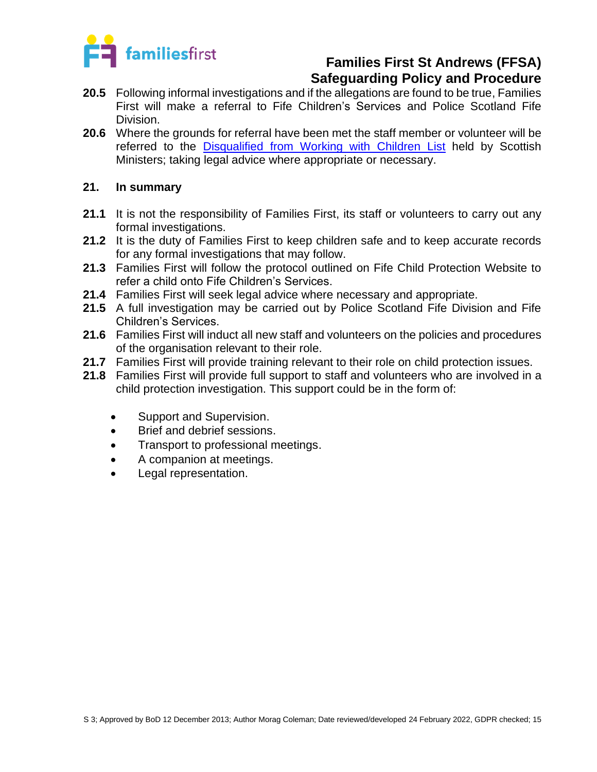**20.5** Following informal investigations and if the allegations are found to be true, Families First will make a referral to Fife Children's Services and Police Scotland Fife Division.

**20.6** Where the grounds for referral have been met the staff member or volunteer will be referred to the Disqualified from Working with Children List held by Scottish Ministers; taking legal advice where appropriate or necessary.

## 21. In summary

**21.1** It is not the responsibility of Families First, its staff or volunteers to carry out any formal investigations.

**21.2** It is the duty of Families First to keep children safe and to keep accurate records for any formal investigations that may follow.

**21.3** Families First will follow the protocol outlined on Fife Child Protection Website to refer a child onto Fife Children's Services.

**21.4** Families First will seek legal advice where necessary and appropriate.

**21.5** A full investigation may be carried out by Police Scotland Fife Division and Fife Children's Services.

**21.6** Families First will induct all new staff and volunteers on the policies and procedures of the organisation relevant to their role.

**21.7** Families First will provide training relevant to their role on child protection issues.

**21.8** Families First will provide full support to staff and volunteers who are involved in a child protection investigation. This support could be in the form of:

- Support and Supervision.
- Brief and debrief sessions.
- Transport to professional meetings.
- A companion at meetings.
- Legal representation.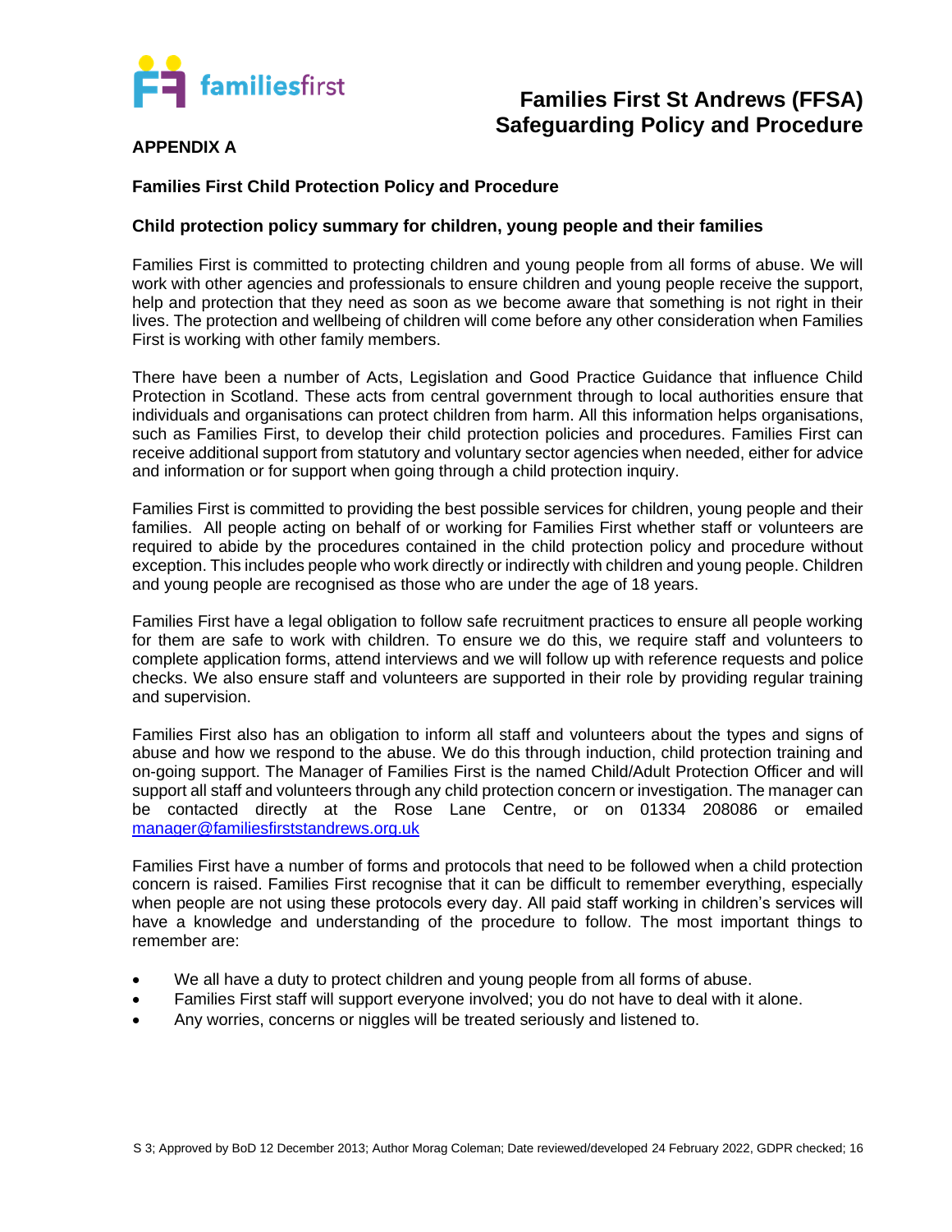## APPENDIX A

### Families First Child Protection Policy and Procedure

### Child protection policy summary for children, young people and their families

Families First is committed to protecting children and young people from all forms of abuse. We will work with other agencies and professionals to ensure children and young people receive the support, help and protection that they need as soon as we become aware that something is not right in their lives. The protection and wellbeing of children will come before any other consideration when Families First is working with other family members.

There have been a number of Acts, Legislation and Good Practice Guidance that influence Child Protection in Scotland. These acts from central government through to local authorities ensure that individuals and organisations can protect children from harm. All this information helps organisations, such as Families First, to develop their child protection policies and procedures. Families First can receive additional support from statutory and voluntary sector agencies when needed, either for advice and information or for support when going through a child protection inquiry.

Families First is committed to providing the best possible services for children, young people and their families. All people acting on behalf of or working for Families First whether staff or volunteers are required to abide by the procedures contained in the child protection policy and procedure without exception. This includes people who work directly or indirectly with children and young people. Children and young people are recognised as those who are under the age of 18 years.

Families First have a legal obligation to follow safe recruitment practices to ensure all people working for them are safe to work with children. To ensure we do this, we require staff and volunteers to complete application forms, attend interviews and we will follow up with reference requests and police checks. We also ensure staff and volunteers are supported in their role by providing regular training and supervision.

Families First also has an obligation to inform all staff and volunteers about the types and signs of abuse and how we respond to the abuse. We do this through induction, child protection training and on-going support. The Manager of Families First is the named Child/Adult Protection Officer and will support all staff and volunteers through any child protection concern or investigation. The manager can be contacted directly at the Rose Lane Centre, or on 01334 208086 or emailed manager@familiesfirststandrews.org.uk

Families First have a number of forms and protocols that need to be followed when a child protection concern is raised. Families First recognise that it can be difficult to remember everything, especially when people are not using these protocols every day. All paid staff working in children's services will have a knowledge and understanding of the procedure to follow. The most important things to remember are:

- We all have a duty to protect children and young people from all forms of abuse.
- Families First staff will support everyone involved; you do not have to deal with it alone.
- Any worries, concerns or niggles will be treated seriously and listened to.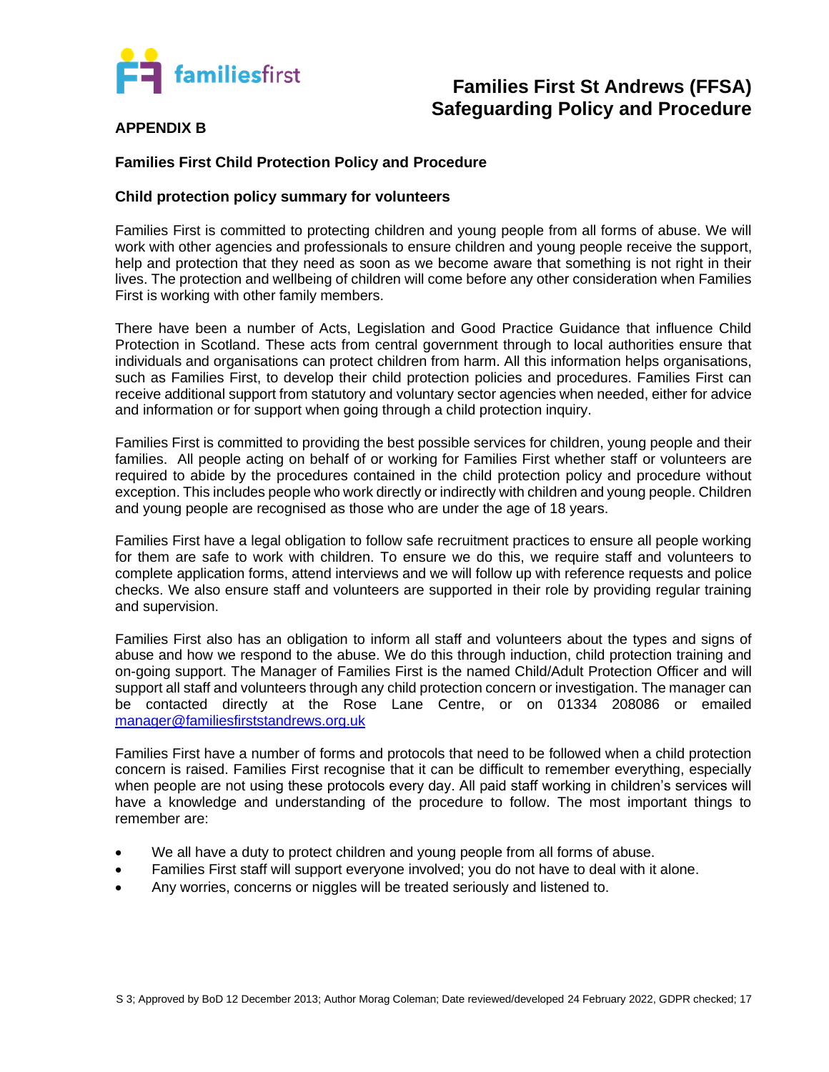## APPENDIX B

### Families First Child Protection Policy and Procedure

### Child protection policy summary for volunteers

Families First is committed to protecting children and young people from all forms of abuse. We will work with other agencies and professionals to ensure children and young people receive the support, help and protection that they need as soon as we become aware that something is not right in their lives. The protection and wellbeing of children will come before any other consideration when Families First is working with other family members.

There have been a number of Acts, Legislation and Good Practice Guidance that influence Child Protection in Scotland. These acts from central government through to local authorities ensure that individuals and organisations can protect children from harm. All this information helps organisations, such as Families First, to develop their child protection policies and procedures. Families First can receive additional support from statutory and voluntary sector agencies when needed, either for advice and information or for support when going through a child protection inquiry.

Families First is committed to providing the best possible services for children, young people and their families. All people acting on behalf of or working for Families First whether staff or volunteers are required to abide by the procedures contained in the child protection policy and procedure without exception. This includes people who work directly or indirectly with children and young people. Children and young people are recognised as those who are under the age of 18 years.

Families First have a legal obligation to follow safe recruitment practices to ensure all people working for them are safe to work with children. To ensure we do this, we require staff and volunteers to complete application forms, attend interviews and we will follow up with reference requests and police checks. We also ensure staff and volunteers are supported in their role by providing regular training and supervision.

Families First also has an obligation to inform all staff and volunteers about the types and signs of abuse and how we respond to the abuse. We do this through induction, child protection training and on-going support. The Manager of Families First is the named Child/Adult Protection Officer and will support all staff and volunteers through any child protection concern or investigation. The manager can be contacted directly at the Rose Lane Centre, or on 01334 208086 or emailed manager@familiesfirststandrews.org.uk

Families First have a number of forms and protocols that need to be followed when a child protection concern is raised. Families First recognise that it can be difficult to remember everything, especially when people are not using these protocols every day. All paid staff working in children's services will have a knowledge and understanding of the procedure to follow. The most important things to remember are:

- We all have a duty to protect children and young people from all forms of abuse.
- Families First staff will support everyone involved; you do not have to deal with it alone.
- Any worries, concerns or niggles will be treated seriously and listened to.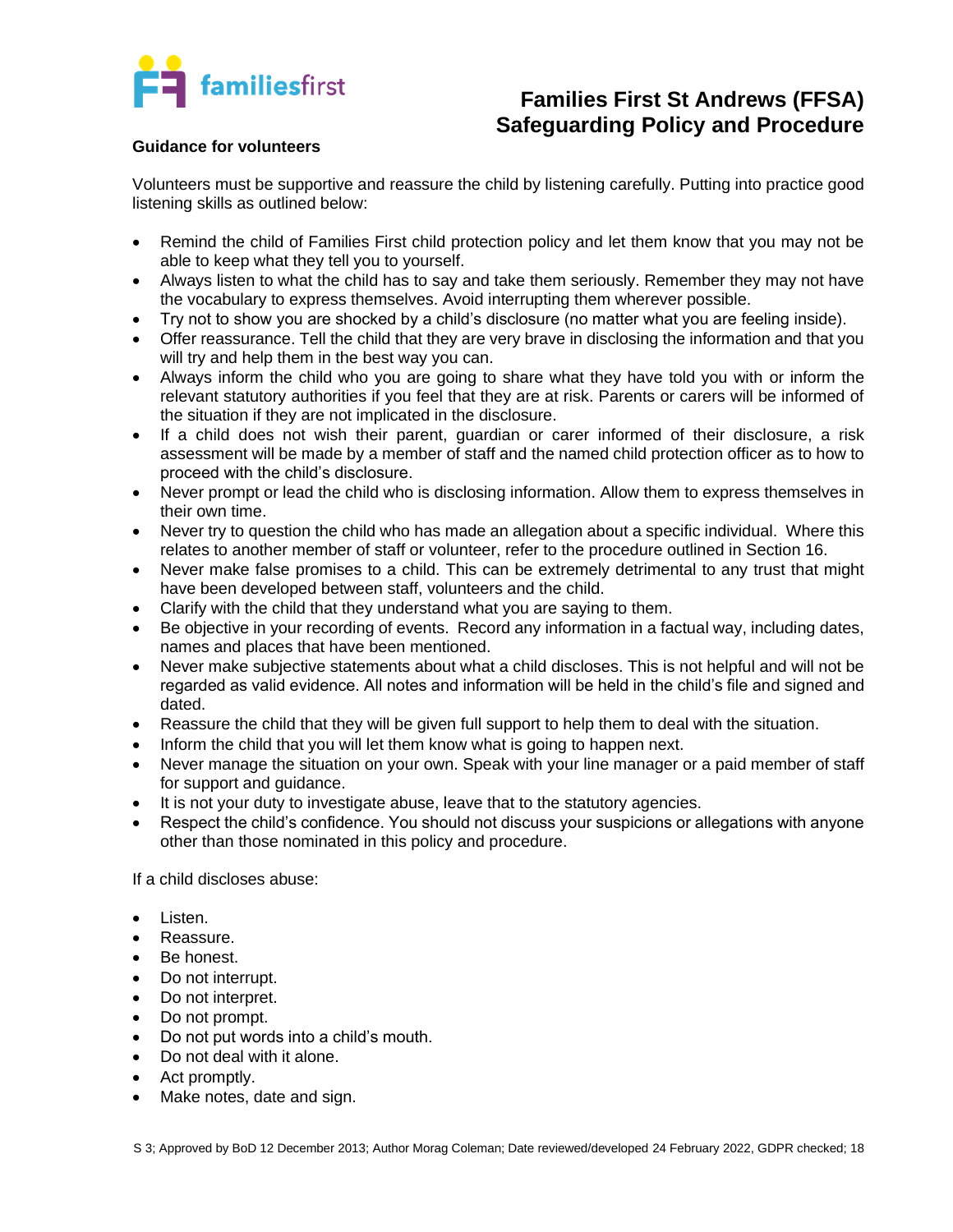**Guidance for volunteers**

Volunteers must be supportive and reassure the child by listening carefully. Putting into practice good listening skills as outlined below:

- Remind the child of Families First child protection policy and let them know that you may not be able to keep what they tell you to yourself.
- Always listen to what the child has to say and take them seriously. Remember they may not have the vocabulary to express themselves. Avoid interrupting them wherever possible.
- Try not to show you are shocked by a child's disclosure (no matter what you are feeling inside).
- Offer reassurance. Tell the child that they are very brave in disclosing the information and that you will try and help them in the best way you can.
- Always inform the child who you are going to share what they have told you with or inform the relevant statutory authorities if you feel that they are at risk. Parents or carers will be informed of the situation if they are not implicated in the disclosure.
- If a child does not wish their parent, guardian or carer informed of their disclosure, a risk assessment will be made by a member of staff and the named child protection officer as to how to proceed with the child's disclosure.
- Never prompt or lead the child who is disclosing information. Allow them to express themselves in their own time.
- Never try to question the child who has made an allegation about a specific individual. Where this relates to another member of staff or volunteer, refer to the procedure outlined in Section 16.
- Never make false promises to a child. This can be extremely detrimental to any trust that might have been developed between staff, volunteers and the child.
- Clarify with the child that they understand what you are saying to them.
- Be objective in your recording of events. Record any information in a factual way, including dates, names and places that have been mentioned.
- Never make subjective statements about what a child discloses. This is not helpful and will not be regarded as valid evidence. All notes and information will be held in the child's file and signed and dated.
- Reassure the child that they will be given full support to help them to deal with the situation.
- Inform the child that you will let them know what is going to happen next.
- Never manage the situation on your own. Speak with your line manager or a paid member of staff for support and guidance.
- It is not your duty to investigate abuse, leave that to the statutory agencies.
- Respect the child's confidence. You should not discuss your suspicions or allegations with anyone other than those nominated in this policy and procedure.

If a child discloses abuse:

- Listen.
- Reassure.
- Be honest.
- Do not interrupt.
- Do not interpret.
- Do not prompt.
- Do not put words into a child's mouth.
- Do not deal with it alone.
- Act promptly.
- Make notes, date and sign.